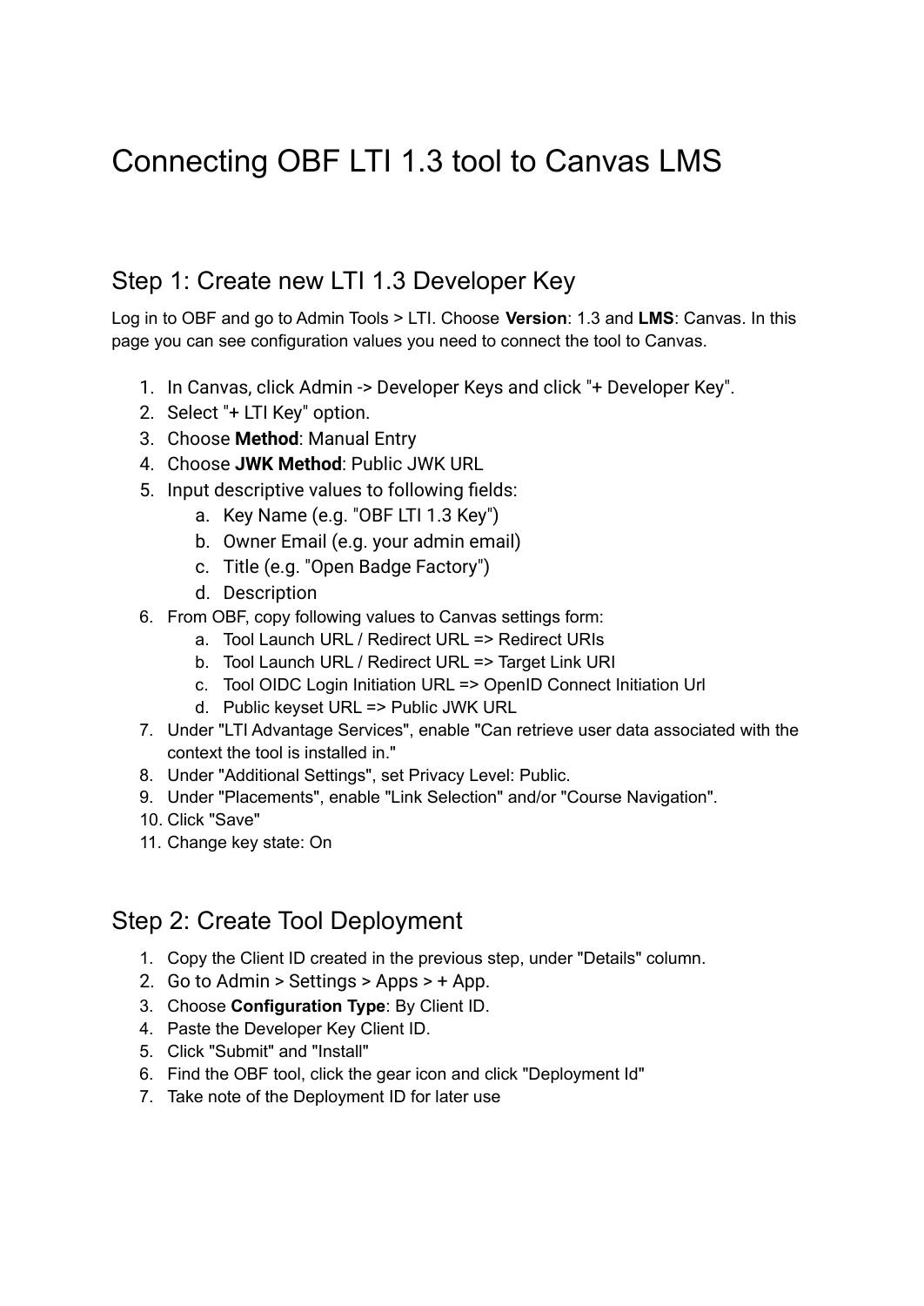# Connecting OBF LTI 1.3 tool to Canvas LMS

## Step 1: Create new LTI 1.3 Developer Key

Log in to OBF and go to Admin Tools > LTI. Choose **Version**: 1.3 and **LMS**: Canvas. In this page you can see configuration values you need to connect the tool to Canvas.

1. In Canvas, click Admin -> Developer Keys and click "+ Developer Key".
2. Select "+ LTI Key" option.
3. Choose **Method**: Manual Entry
4. Choose **JWK Method**: Public JWK URL
5. Input descriptive values to following fields:
    a. Key Name (e.g. "OBF LTI 1.3 Key")
    b. Owner Email (e.g. your admin email)
    c. Title (e.g. "Open Badge Factory")
    d. Description
6. From OBF, copy following values to Canvas settings form:
    a. Tool Launch URL / Redirect URL => Redirect URIs
    b. Tool Launch URL / Redirect URL => Target Link URI
    c. Tool OIDC Login Initiation URL => OpenID Connect Initiation Url
    d. Public keyset URL => Public JWK URL
7. Under "LTI Advantage Services", enable "Can retrieve user data associated with the context the tool is installed in."
8. Under "Additional Settings", set Privacy Level: Public.
9. Under "Placements", enable "Link Selection" and/or "Course Navigation".
10. Click "Save"
11. Change key state: On

## Step 2: Create Tool Deployment

1. Copy the Client ID created in the previous step, under "Details" column.
2. Go to Admin > Settings > Apps > + App.
3. Choose **Configuration Type**: By Client ID.
4. Paste the Developer Key Client ID.
5. Click "Submit" and "Install"
6. Find the OBF tool, click the gear icon and click "Deployment Id"
7. Take note of the Deployment ID for later use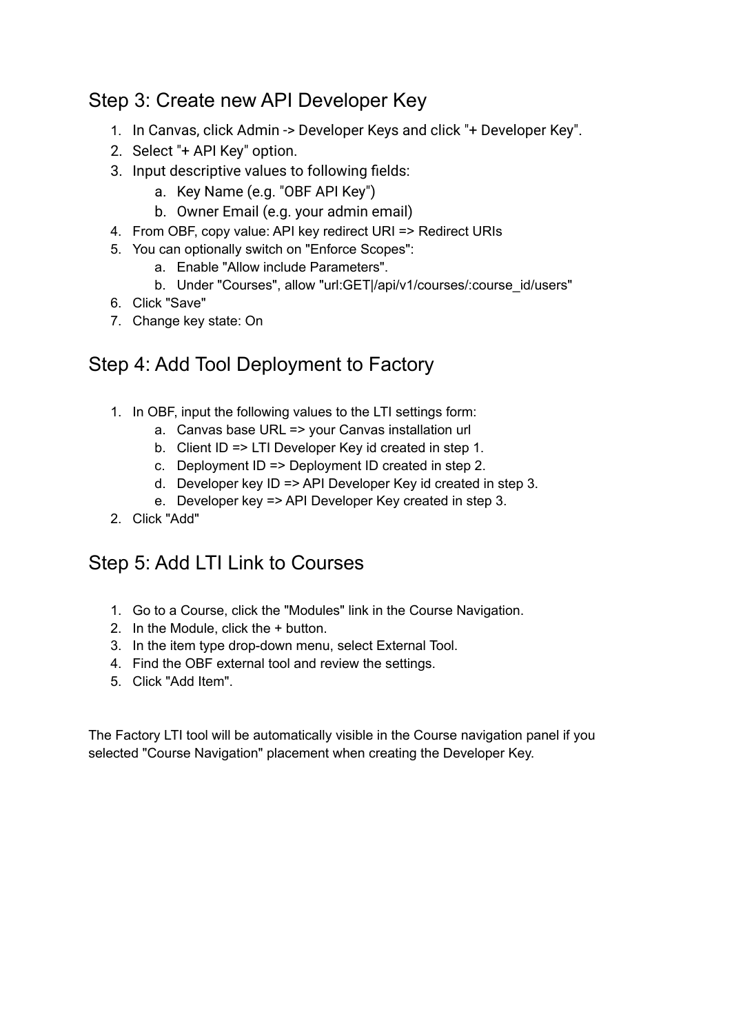## Step 3: Create new API Developer Key

1. In Canvas, click Admin -> Developer Keys and click "+ Developer Key".
2. Select "+ API Key" option.
3. Input descriptive values to following fields:
   a. Key Name (e.g. "OBF API Key")
   b. Owner Email (e.g. your admin email)
4. From OBF, copy value: API key redirect URI => Redirect URIs
5. You can optionally switch on "Enforce Scopes":
   a. Enable "Allow include Parameters".
   b. Under "Courses", allow "url:GET|/api/v1/courses/:course_id/users"
6. Click "Save"
7. Change key state: On

## Step 4: Add Tool Deployment to Factory

1. In OBF, input the following values to the LTI settings form:
   a. Canvas base URL => your Canvas installation url
   b. Client ID => LTI Developer Key id created in step 1.
   c. Deployment ID => Deployment ID created in step 2.
   d. Developer key ID => API Developer Key id created in step 3.
   e. Developer key => API Developer Key created in step 3.
2. Click "Add"

## Step 5: Add LTI Link to Courses

1. Go to a Course, click the "Modules" link in the Course Navigation.
2. In the Module, click the + button.
3. In the item type drop-down menu, select External Tool.
4. Find the OBF external tool and review the settings.
5. Click "Add Item".

The Factory LTI tool will be automatically visible in the Course navigation panel if you selected "Course Navigation" placement when creating the Developer Key.